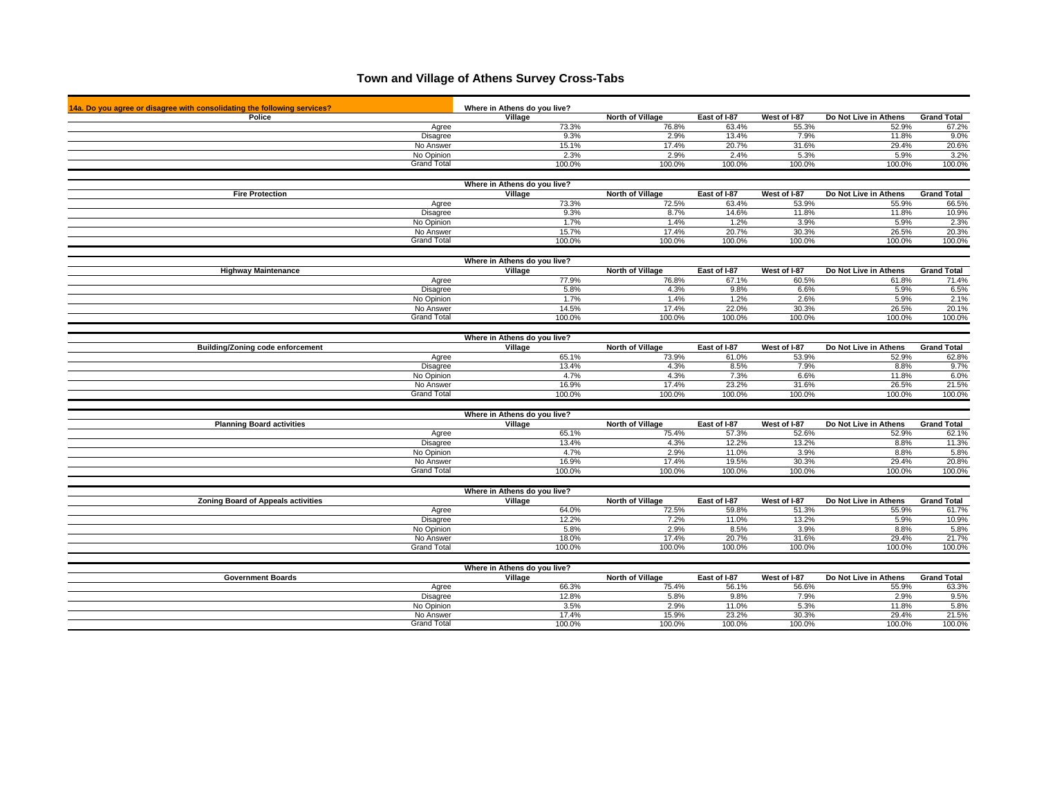# Town and Village of Athens Survey Cross-Tabs

**14a. Do you agree or disagree with consolidating the following services?**

| Police | Where in Athens do you live? Village | North of Village | East of I-87 | West of I-87 | Do Not Live in Athens | Grand Total |
|---|---|---|---|---|---|---|
| Agree | 73.3% | 76.8% | 63.4% | 55.3% | 52.9% | 67.2% |
| Disagree | 9.3% | 2.9% | 13.4% | 7.9% | 11.8% | 9.0% |
| No Answer | 15.1% | 17.4% | 20.7% | 31.6% | 29.4% | 20.6% |
| No Opinion | 2.3% | 2.9% | 2.4% | 5.3% | 5.9% | 3.2% |
| Grand Total | 100.0% | 100.0% | 100.0% | 100.0% | 100.0% | 100.0% |

| Fire Protection | Where in Athens do you live? Village | North of Village | East of I-87 | West of I-87 | Do Not Live in Athens | Grand Total |
|---|---|---|---|---|---|---|
| Agree | 73.3% | 72.5% | 63.4% | 53.9% | 55.9% | 66.5% |
| Disagree | 9.3% | 8.7% | 14.6% | 11.8% | 11.8% | 10.9% |
| No Opinion | 1.7% | 1.4% | 1.2% | 3.9% | 5.9% | 2.3% |
| No Answer | 15.7% | 17.4% | 20.7% | 30.3% | 26.5% | 20.3% |
| Grand Total | 100.0% | 100.0% | 100.0% | 100.0% | 100.0% | 100.0% |

| Highway Maintenance | Where in Athens do you live? Village | North of Village | East of I-87 | West of I-87 | Do Not Live in Athens | Grand Total |
|---|---|---|---|---|---|---|
| Agree | 77.9% | 76.8% | 67.1% | 60.5% | 61.8% | 71.4% |
| Disagree | 5.8% | 4.3% | 9.8% | 6.6% | 5.9% | 6.5% |
| No Opinion | 1.7% | 1.4% | 1.2% | 2.6% | 5.9% | 2.1% |
| No Answer | 14.5% | 17.4% | 22.0% | 30.3% | 26.5% | 20.1% |
| Grand Total | 100.0% | 100.0% | 100.0% | 100.0% | 100.0% | 100.0% |

| Building/Zoning code enforcement | Where in Athens do you live? Village | North of Village | East of I-87 | West of I-87 | Do Not Live in Athens | Grand Total |
|---|---|---|---|---|---|---|
| Agree | 65.1% | 73.9% | 61.0% | 53.9% | 52.9% | 62.8% |
| Disagree | 13.4% | 4.3% | 8.5% | 7.9% | 8.8% | 9.7% |
| No Opinion | 4.7% | 4.3% | 7.3% | 6.6% | 11.8% | 6.0% |
| No Answer | 16.9% | 17.4% | 23.2% | 31.6% | 26.5% | 21.5% |
| Grand Total | 100.0% | 100.0% | 100.0% | 100.0% | 100.0% | 100.0% |

| Planning Board activities | Where in Athens do you live? Village | North of Village | East of I-87 | West of I-87 | Do Not Live in Athens | Grand Total |
|---|---|---|---|---|---|---|
| Agree | 65.1% | 75.4% | 57.3% | 52.6% | 52.9% | 62.1% |
| Disagree | 13.4% | 4.3% | 12.2% | 13.2% | 8.8% | 11.3% |
| No Opinion | 4.7% | 2.9% | 11.0% | 3.9% | 8.8% | 5.8% |
| No Answer | 16.9% | 17.4% | 19.5% | 30.3% | 29.4% | 20.8% |
| Grand Total | 100.0% | 100.0% | 100.0% | 100.0% | 100.0% | 100.0% |

| Zoning Board of Appeals activities | Where in Athens do you live? Village | North of Village | East of I-87 | West of I-87 | Do Not Live in Athens | Grand Total |
|---|---|---|---|---|---|---|
| Agree | 64.0% | 72.5% | 59.8% | 51.3% | 55.9% | 61.7% |
| Disagree | 12.2% | 7.2% | 11.0% | 13.2% | 5.9% | 10.9% |
| No Opinion | 5.8% | 2.9% | 8.5% | 3.9% | 8.8% | 5.8% |
| No Answer | 18.0% | 17.4% | 20.7% | 31.6% | 29.4% | 21.7% |
| Grand Total | 100.0% | 100.0% | 100.0% | 100.0% | 100.0% | 100.0% |

| Government Boards | Where in Athens do you live? Village | North of Village | East of I-87 | West of I-87 | Do Not Live in Athens | Grand Total |
|---|---|---|---|---|---|---|
| Agree | 66.3% | 75.4% | 56.1% | 56.6% | 55.9% | 63.3% |
| Disagree | 12.8% | 5.8% | 9.8% | 7.9% | 2.9% | 9.5% |
| No Opinion | 3.5% | 2.9% | 11.0% | 5.3% | 11.8% | 5.8% |
| No Answer | 17.4% | 15.9% | 23.2% | 30.3% | 29.4% | 21.5% |
| Grand Total | 100.0% | 100.0% | 100.0% | 100.0% | 100.0% | 100.0% |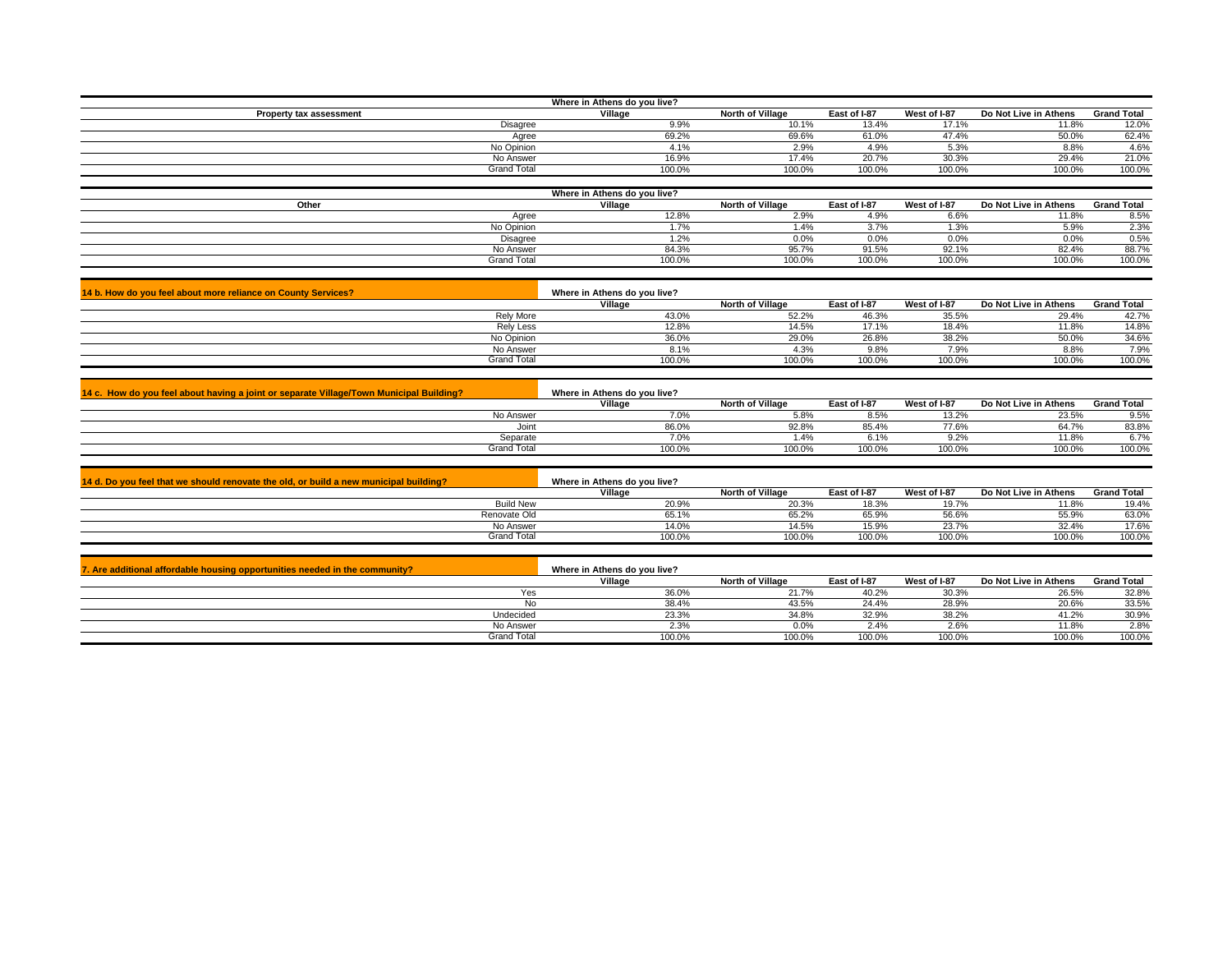| Property tax assessment | Where in Athens do you live? Village | North of Village | East of I-87 | West of I-87 | Do Not Live in Athens | Grand Total |
|---|---|---|---|---|---|---|
| Disagree | 9.9% | 10.1% | 13.4% | 17.1% | 11.8% | 12.0% |
| Agree | 69.2% | 69.6% | 61.0% | 47.4% | 50.0% | 62.4% |
| No Opinion | 4.1% | 2.9% | 4.9% | 5.3% | 8.8% | 4.6% |
| No Answer | 16.9% | 17.4% | 20.7% | 30.3% | 29.4% | 21.0% |
| Grand Total | 100.0% | 100.0% | 100.0% | 100.0% | 100.0% | 100.0% |

| Other | Where in Athens do you live? Village | North of Village | East of I-87 | West of I-87 | Do Not Live in Athens | Grand Total |
|---|---|---|---|---|---|---|
| Agree | 12.8% | 2.9% | 4.9% | 6.6% | 11.8% | 8.5% |
| No Opinion | 1.7% | 1.4% | 3.7% | 1.3% | 5.9% | 2.3% |
| Disagree | 1.2% | 0.0% | 0.0% | 0.0% | 0.0% | 0.5% |
| No Answer | 84.3% | 95.7% | 91.5% | 92.1% | 82.4% | 88.7% |
| Grand Total | 100.0% | 100.0% | 100.0% | 100.0% | 100.0% | 100.0% |

**14 b. How do you feel about more reliance on County Services?**

| | Where in Athens do you live? Village | North of Village | East of I-87 | West of I-87 | Do Not Live in Athens | Grand Total |
|---|---|---|---|---|---|---|
| Rely More | 43.0% | 52.2% | 46.3% | 35.5% | 29.4% | 42.7% |
| Rely Less | 12.8% | 14.5% | 17.1% | 18.4% | 11.8% | 14.8% |
| No Opinion | 36.0% | 29.0% | 26.8% | 38.2% | 50.0% | 34.6% |
| No Answer | 8.1% | 4.3% | 9.8% | 7.9% | 8.8% | 7.9% |
| Grand Total | 100.0% | 100.0% | 100.0% | 100.0% | 100.0% | 100.0% |

**14 c. How do you feel about having a joint or separate Village/Town Municipal Building?**

| | Where in Athens do you live? Village | North of Village | East of I-87 | West of I-87 | Do Not Live in Athens | Grand Total |
|---|---|---|---|---|---|---|
| No Answer | 7.0% | 5.8% | 8.5% | 13.2% | 23.5% | 9.5% |
| Joint | 86.0% | 92.8% | 85.4% | 77.6% | 64.7% | 83.8% |
| Separate | 7.0% | 1.4% | 6.1% | 9.2% | 11.8% | 6.7% |
| Grand Total | 100.0% | 100.0% | 100.0% | 100.0% | 100.0% | 100.0% |

**14 d. Do you feel that we should renovate the old, or build a new municipal building?**

| | Where in Athens do you live? Village | North of Village | East of I-87 | West of I-87 | Do Not Live in Athens | Grand Total |
|---|---|---|---|---|---|---|
| Build New | 20.9% | 20.3% | 18.3% | 19.7% | 11.8% | 19.4% |
| Renovate Old | 65.1% | 65.2% | 65.9% | 56.6% | 55.9% | 63.0% |
| No Answer | 14.0% | 14.5% | 15.9% | 23.7% | 32.4% | 17.6% |
| Grand Total | 100.0% | 100.0% | 100.0% | 100.0% | 100.0% | 100.0% |

**7. Are additional affordable housing opportunities needed in the community?**

| | Where in Athens do you live? Village | North of Village | East of I-87 | West of I-87 | Do Not Live in Athens | Grand Total |
|---|---|---|---|---|---|---|
| Yes | 36.0% | 21.7% | 40.2% | 30.3% | 26.5% | 32.8% |
| No | 38.4% | 43.5% | 24.4% | 28.9% | 20.6% | 33.5% |
| Undecided | 23.3% | 34.8% | 32.9% | 38.2% | 41.2% | 30.9% |
| No Answer | 2.3% | 0.0% | 2.4% | 2.6% | 11.8% | 2.8% |
| Grand Total | 100.0% | 100.0% | 100.0% | 100.0% | 100.0% | 100.0% |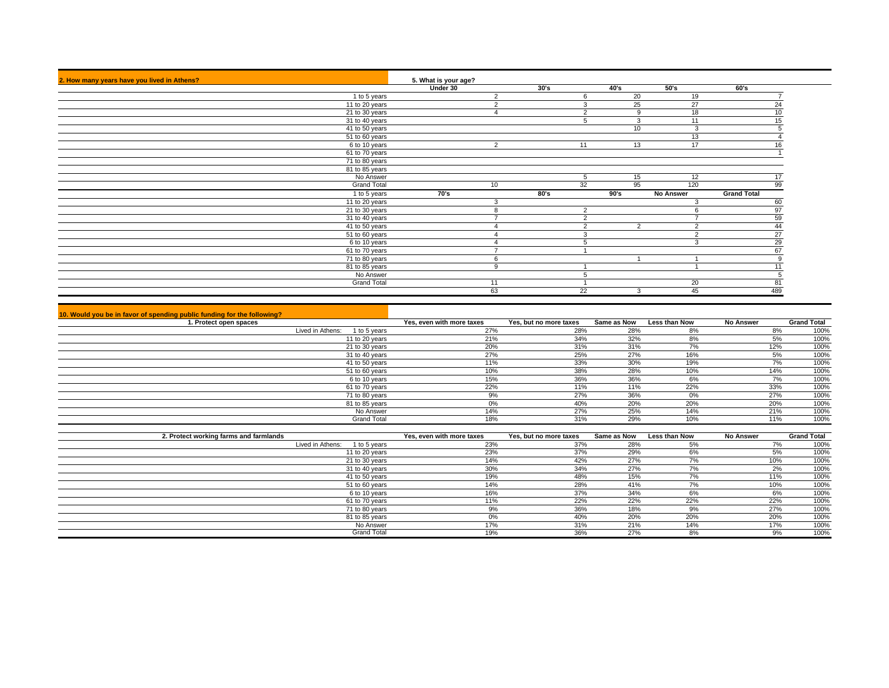| 2. How many years have you lived in Athens? | 5. What is your age? | | | | |
|---|---|---|---|---|---|
| | Under 30 | 30's | 40's | 50's | 60's |
| 1 to 5 years | 2 | 6 | 20 | 19 | 7 |
| 11 to 20 years | 2 | 3 | 25 | 27 | 24 |
| 21 to 30 years | 4 | 2 | 9 | 18 | 10 |
| 31 to 40 years | | 5 | 3 | 11 | 15 |
| 41 to 50 years | | | 10 | 3 | 5 |
| 51 to 60 years | | | | 13 | 4 |
| 6 to 10 years | 2 | 11 | 13 | 17 | 16 |
| 61 to 70 years | | | | | 1 |
| 71 to 80 years | | | | | |
| 81 to 85 years | | | | | |
| No Answer | | 5 | 15 | 12 | 17 |
| Grand Total | 10 | 32 | 95 | 120 | 99 |
| 1 to 5 years | 70's | 80's | 90's | No Answer | Grand Total |
| 11 to 20 years | 3 | | | 3 | 60 |
| 21 to 30 years | 8 | 2 | | 6 | 97 |
| 31 to 40 years | 7 | 2 | | 7 | 59 |
| 41 to 50 years | 4 | 2 | 2 | 2 | 44 |
| 51 to 60 years | 4 | 3 | | 2 | 27 |
| 6 to 10 years | 4 | 5 | | 3 | 29 |
| 61 to 70 years | 7 | 1 | | | 67 |
| 71 to 80 years | 6 | | 1 | 1 | 9 |
| 81 to 85 years | 9 | 1 | | 1 | 11 |
| No Answer | | 5 | | | 5 |
| Grand Total | 11 | 1 | | 20 | 81 |
| | 63 | 22 | 3 | 45 | 489 |

**10. Would you be in favor of spending public funding for the following?**

| 1. Protect open spaces | Yes, even with more taxes | Yes, but no more taxes | Same as Now | Less than Now | No Answer | Grand Total |
|---|---|---|---|---|---|---|
| Lived in Athens: 1 to 5 years | 27% | 28% | 28% | 8% | 8% | 100% |
| 11 to 20 years | 21% | 34% | 32% | 8% | 5% | 100% |
| 21 to 30 years | 20% | 31% | 31% | 7% | 12% | 100% |
| 31 to 40 years | 27% | 25% | 27% | 16% | 5% | 100% |
| 41 to 50 years | 11% | 33% | 30% | 19% | 7% | 100% |
| 51 to 60 years | 10% | 38% | 28% | 10% | 14% | 100% |
| 6 to 10 years | 15% | 36% | 36% | 6% | 7% | 100% |
| 61 to 70 years | 22% | 11% | 11% | 22% | 33% | 100% |
| 71 to 80 years | 9% | 27% | 36% | 0% | 27% | 100% |
| 81 to 85 years | 0% | 40% | 20% | 20% | 20% | 100% |
| No Answer | 14% | 27% | 25% | 14% | 21% | 100% |
| Grand Total | 18% | 31% | 29% | 10% | 11% | 100% |

| 2. Protect working farms and farmlands | Yes, even with more taxes | Yes, but no more taxes | Same as Now | Less than Now | No Answer | Grand Total |
|---|---|---|---|---|---|---|
| Lived in Athens: 1 to 5 years | 23% | 37% | 28% | 5% | 7% | 100% |
| 11 to 20 years | 23% | 37% | 29% | 6% | 5% | 100% |
| 21 to 30 years | 14% | 42% | 27% | 7% | 10% | 100% |
| 31 to 40 years | 30% | 34% | 27% | 7% | 2% | 100% |
| 41 to 50 years | 19% | 48% | 15% | 7% | 11% | 100% |
| 51 to 60 years | 14% | 28% | 41% | 7% | 10% | 100% |
| 6 to 10 years | 16% | 37% | 34% | 6% | 6% | 100% |
| 61 to 70 years | 11% | 22% | 22% | 22% | 22% | 100% |
| 71 to 80 years | 9% | 36% | 18% | 9% | 27% | 100% |
| 81 to 85 years | 0% | 40% | 20% | 20% | 20% | 100% |
| No Answer | 17% | 31% | 21% | 14% | 17% | 100% |
| Grand Total | 19% | 36% | 27% | 8% | 9% | 100% |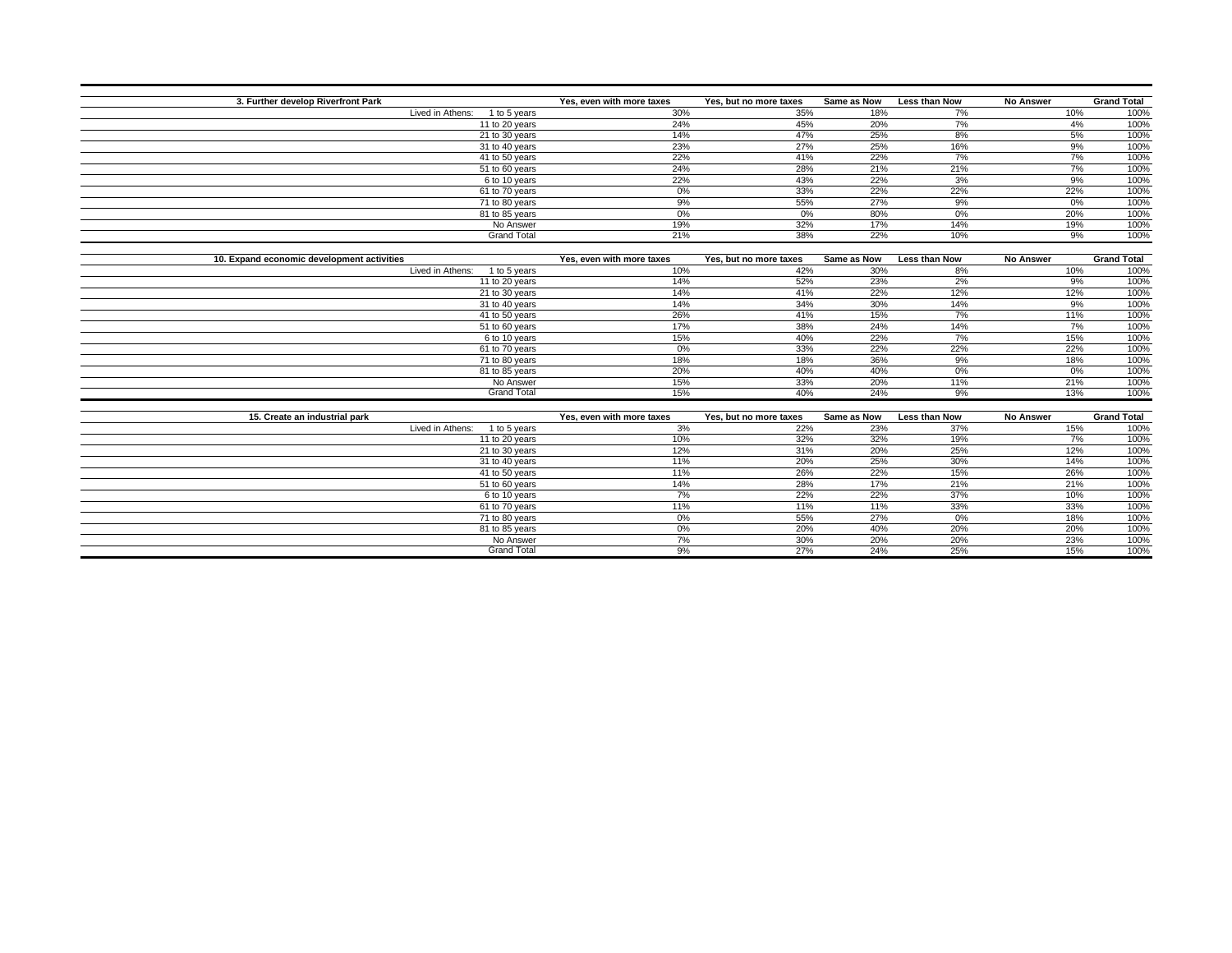| 3. Further develop Riverfront Park | | Yes, even with more taxes | Yes, but no more taxes | Same as Now | Less than Now | No Answer | Grand Total |
|---|---|---|---|---|---|---|---|
| Lived in Athens: | 1 to 5 years | 30% | 35% | 18% | 7% | 10% | 100% |
| | 11 to 20 years | 24% | 45% | 20% | 7% | 4% | 100% |
| | 21 to 30 years | 14% | 47% | 25% | 8% | 5% | 100% |
| | 31 to 40 years | 23% | 27% | 25% | 16% | 9% | 100% |
| | 41 to 50 years | 22% | 41% | 22% | 7% | 7% | 100% |
| | 51 to 60 years | 24% | 28% | 21% | 21% | 7% | 100% |
| | 6 to 10 years | 22% | 43% | 22% | 3% | 9% | 100% |
| | 61 to 70 years | 0% | 33% | 22% | 22% | 22% | 100% |
| | 71 to 80 years | 9% | 55% | 27% | 9% | 0% | 100% |
| | 81 to 85 years | 0% | 0% | 80% | 0% | 20% | 100% |
| | No Answer | 19% | 32% | 17% | 14% | 19% | 100% |
| | Grand Total | 21% | 38% | 22% | 10% | 9% | 100% |

| 10. Expand economic development activities | | Yes, even with more taxes | Yes, but no more taxes | Same as Now | Less than Now | No Answer | Grand Total |
|---|---|---|---|---|---|---|---|
| Lived in Athens: | 1 to 5 years | 10% | 42% | 30% | 8% | 10% | 100% |
| | 11 to 20 years | 14% | 52% | 23% | 2% | 9% | 100% |
| | 21 to 30 years | 14% | 41% | 22% | 12% | 12% | 100% |
| | 31 to 40 years | 14% | 34% | 30% | 14% | 9% | 100% |
| | 41 to 50 years | 26% | 41% | 15% | 7% | 11% | 100% |
| | 51 to 60 years | 17% | 38% | 24% | 14% | 7% | 100% |
| | 6 to 10 years | 15% | 40% | 22% | 7% | 15% | 100% |
| | 61 to 70 years | 0% | 33% | 22% | 22% | 22% | 100% |
| | 71 to 80 years | 18% | 18% | 36% | 9% | 18% | 100% |
| | 81 to 85 years | 20% | 40% | 40% | 0% | 0% | 100% |
| | No Answer | 15% | 33% | 20% | 11% | 21% | 100% |
| | Grand Total | 15% | 40% | 24% | 9% | 13% | 100% |

| 15. Create an industrial park | | Yes, even with more taxes | Yes, but no more taxes | Same as Now | Less than Now | No Answer | Grand Total |
|---|---|---|---|---|---|---|---|
| Lived in Athens: | 1 to 5 years | 3% | 22% | 23% | 37% | 15% | 100% |
| | 11 to 20 years | 10% | 32% | 32% | 19% | 7% | 100% |
| | 21 to 30 years | 12% | 31% | 20% | 25% | 12% | 100% |
| | 31 to 40 years | 11% | 20% | 25% | 30% | 14% | 100% |
| | 41 to 50 years | 11% | 26% | 22% | 15% | 26% | 100% |
| | 51 to 60 years | 14% | 28% | 17% | 21% | 21% | 100% |
| | 6 to 10 years | 7% | 22% | 22% | 37% | 10% | 100% |
| | 61 to 70 years | 11% | 11% | 11% | 33% | 33% | 100% |
| | 71 to 80 years | 0% | 55% | 27% | 0% | 18% | 100% |
| | 81 to 85 years | 0% | 20% | 40% | 20% | 20% | 100% |
| | No Answer | 7% | 30% | 20% | 20% | 23% | 100% |
| | Grand Total | 9% | 27% | 24% | 25% | 15% | 100% |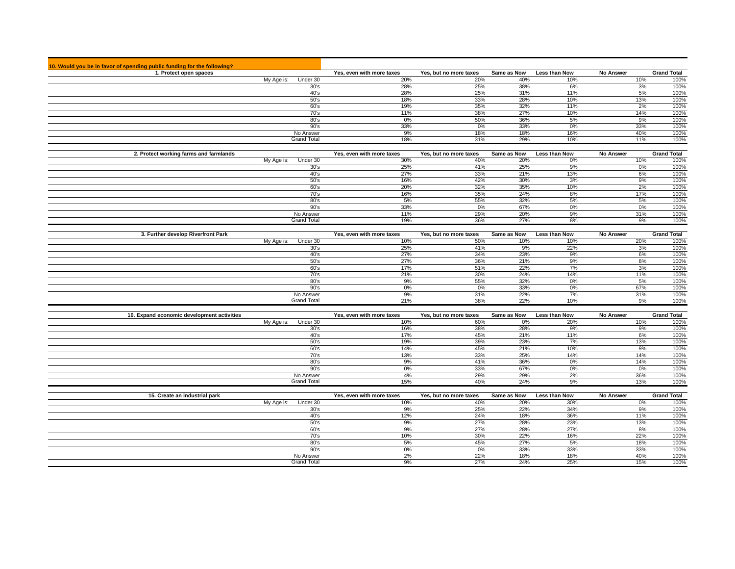**10. Would you be in favor of spending public funding for the following?**

| 1. Protect open spaces | | Yes, even with more taxes | Yes, but no more taxes | Same as Now | Less than Now | No Answer | Grand Total |
|---|---|---|---|---|---|---|---|
| My Age is: | Under 30 | 20% | 20% | 40% | 10% | 10% | 100% |
| | 30's | 28% | 25% | 38% | 6% | 3% | 100% |
| | 40's | 28% | 25% | 31% | 11% | 5% | 100% |
| | 50's | 18% | 33% | 28% | 10% | 13% | 100% |
| | 60's | 19% | 35% | 32% | 11% | 2% | 100% |
| | 70's | 11% | 38% | 27% | 10% | 14% | 100% |
| | 80's | 0% | 50% | 36% | 5% | 9% | 100% |
| | 90's | 33% | 0% | 33% | 0% | 33% | 100% |
| | No Answer | 9% | 18% | 18% | 16% | 40% | 100% |
| | Grand Total | 18% | 31% | 29% | 10% | 11% | 100% |

| 2. Protect working farms and farmlands | | Yes, even with more taxes | Yes, but no more taxes | Same as Now | Less than Now | No Answer | Grand Total |
|---|---|---|---|---|---|---|---|
| My Age is: | Under 30 | 30% | 40% | 20% | 0% | 10% | 100% |
| | 30's | 25% | 41% | 25% | 9% | 0% | 100% |
| | 40's | 27% | 33% | 21% | 13% | 6% | 100% |
| | 50's | 16% | 42% | 30% | 3% | 9% | 100% |
| | 60's | 20% | 32% | 35% | 10% | 2% | 100% |
| | 70's | 16% | 35% | 24% | 8% | 17% | 100% |
| | 80's | 5% | 55% | 32% | 5% | 5% | 100% |
| | 90's | 33% | 0% | 67% | 0% | 0% | 100% |
| | No Answer | 11% | 29% | 20% | 9% | 31% | 100% |
| | Grand Total | 19% | 36% | 27% | 8% | 9% | 100% |

| 3. Further develop Riverfront Park | | Yes, even with more taxes | Yes, but no more taxes | Same as Now | Less than Now | No Answer | Grand Total |
|---|---|---|---|---|---|---|---|
| My Age is: | Under 30 | 10% | 50% | 10% | 10% | 20% | 100% |
| | 30's | 25% | 41% | 9% | 22% | 3% | 100% |
| | 40's | 27% | 34% | 23% | 9% | 6% | 100% |
| | 50's | 27% | 36% | 21% | 9% | 8% | 100% |
| | 60's | 17% | 51% | 22% | 7% | 3% | 100% |
| | 70's | 21% | 30% | 24% | 14% | 11% | 100% |
| | 80's | 9% | 55% | 32% | 0% | 5% | 100% |
| | 90's | 0% | 0% | 33% | 0% | 67% | 100% |
| | No Answer | 9% | 31% | 22% | 7% | 31% | 100% |
| | Grand Total | 21% | 38% | 22% | 10% | 9% | 100% |

| 10. Expand economic development activities | | Yes, even with more taxes | Yes, but no more taxes | Same as Now | Less than Now | No Answer | Grand Total |
|---|---|---|---|---|---|---|---|
| My Age is: | Under 30 | 10% | 60% | 0% | 20% | 10% | 100% |
| | 30's | 16% | 38% | 28% | 9% | 9% | 100% |
| | 40's | 17% | 45% | 21% | 11% | 6% | 100% |
| | 50's | 19% | 39% | 23% | 7% | 13% | 100% |
| | 60's | 14% | 45% | 21% | 10% | 9% | 100% |
| | 70's | 13% | 33% | 25% | 14% | 14% | 100% |
| | 80's | 9% | 41% | 36% | 0% | 14% | 100% |
| | 90's | 0% | 33% | 67% | 0% | 0% | 100% |
| | No Answer | 4% | 29% | 29% | 2% | 36% | 100% |
| | Grand Total | 15% | 40% | 24% | 9% | 13% | 100% |

| 15. Create an industrial park | | Yes, even with more taxes | Yes, but no more taxes | Same as Now | Less than Now | No Answer | Grand Total |
|---|---|---|---|---|---|---|---|
| My Age is: | Under 30 | 10% | 40% | 20% | 30% | 0% | 100% |
| | 30's | 9% | 25% | 22% | 34% | 9% | 100% |
| | 40's | 12% | 24% | 18% | 36% | 11% | 100% |
| | 50's | 9% | 27% | 28% | 23% | 13% | 100% |
| | 60's | 9% | 27% | 28% | 27% | 8% | 100% |
| | 70's | 10% | 30% | 22% | 16% | 22% | 100% |
| | 80's | 5% | 45% | 27% | 5% | 18% | 100% |
| | 90's | 0% | 0% | 33% | 33% | 33% | 100% |
| | No Answer | 2% | 22% | 18% | 18% | 40% | 100% |
| | Grand Total | 9% | 27% | 24% | 25% | 15% | 100% |